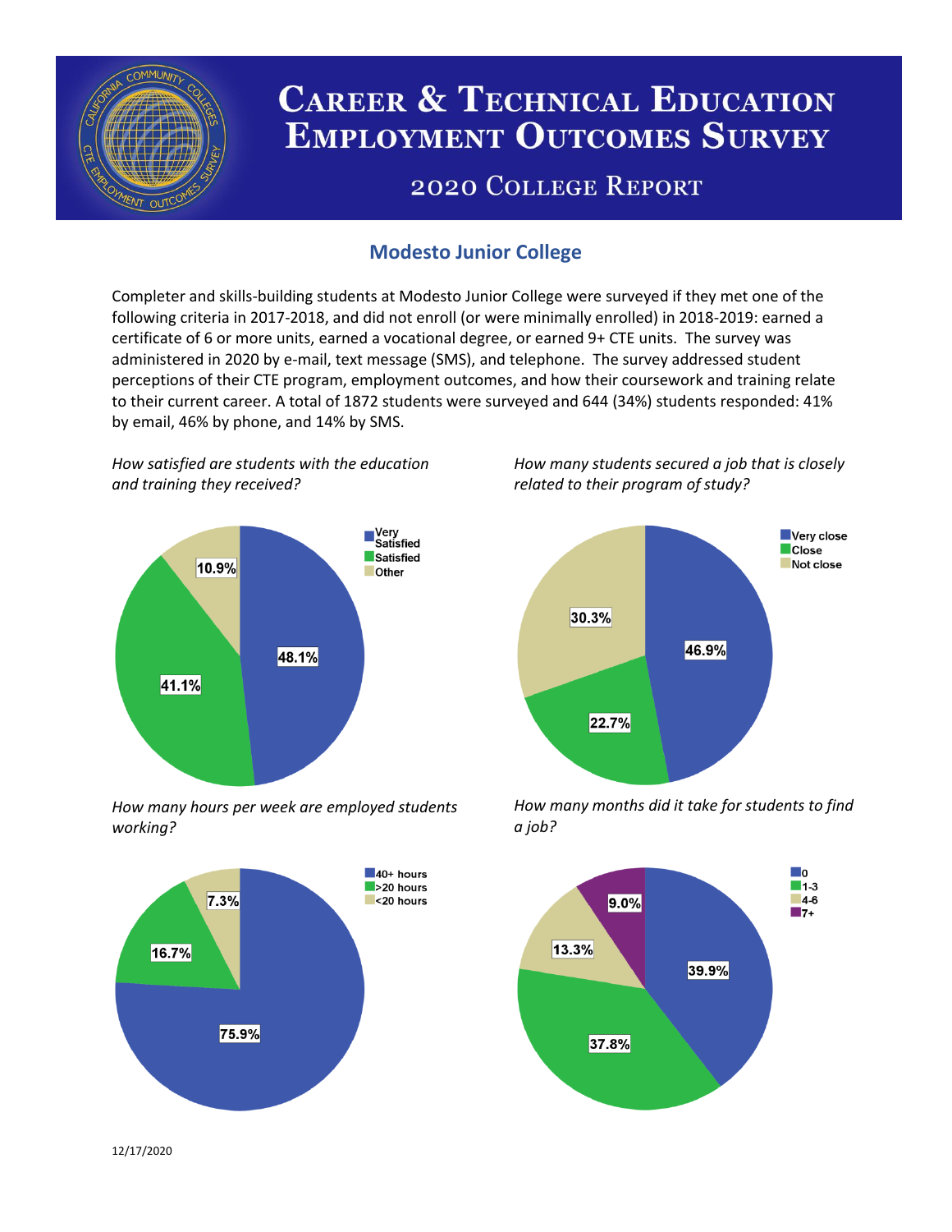# Career & Technical Education Employment Outcomes Survey

## 2020 College Report

### Modesto Junior College

Completer and skills-building students at Modesto Junior College were surveyed if they met one of the following criteria in 2017-2018, and did not enroll (or were minimally enrolled) in 2018-2019: earned a certificate of 6 or more units, earned a vocational degree, or earned 9+ CTE units. The survey was administered in 2020 by e-mail, text message (SMS), and telephone. The survey addressed student perceptions of their CTE program, employment outcomes, and how their coursework and training relate to their current career. A total of 1872 students were surveyed and 644 (34%) students responded: 41% by email, 46% by phone, and 14% by SMS.

*How satisfied are students with the education and training they received?*

| Response | Percent |
|---|---|
| Very Satisfied | 48.1% |
| Satisfied | 41.1% |
| Other | 10.9% |

*How many students secured a job that is closely related to their program of study?*

| Response | Percent |
|---|---|
| Very close | 46.9% |
| Close | 22.7% |
| Not close | 30.3% |

*How many hours per week are employed students working?*

| Response | Percent |
|---|---|
| 40+ hours | 75.9% |
| >20 hours | 16.7% |
| <20 hours | 7.3% |

*How many months did it take for students to find a job?*

| Months | Percent |
|---|---|
| 0 | 39.9% |
| 1-3 | 37.8% |
| 4-6 | 13.3% |
| 7+ | 9.0% |

12/17/2020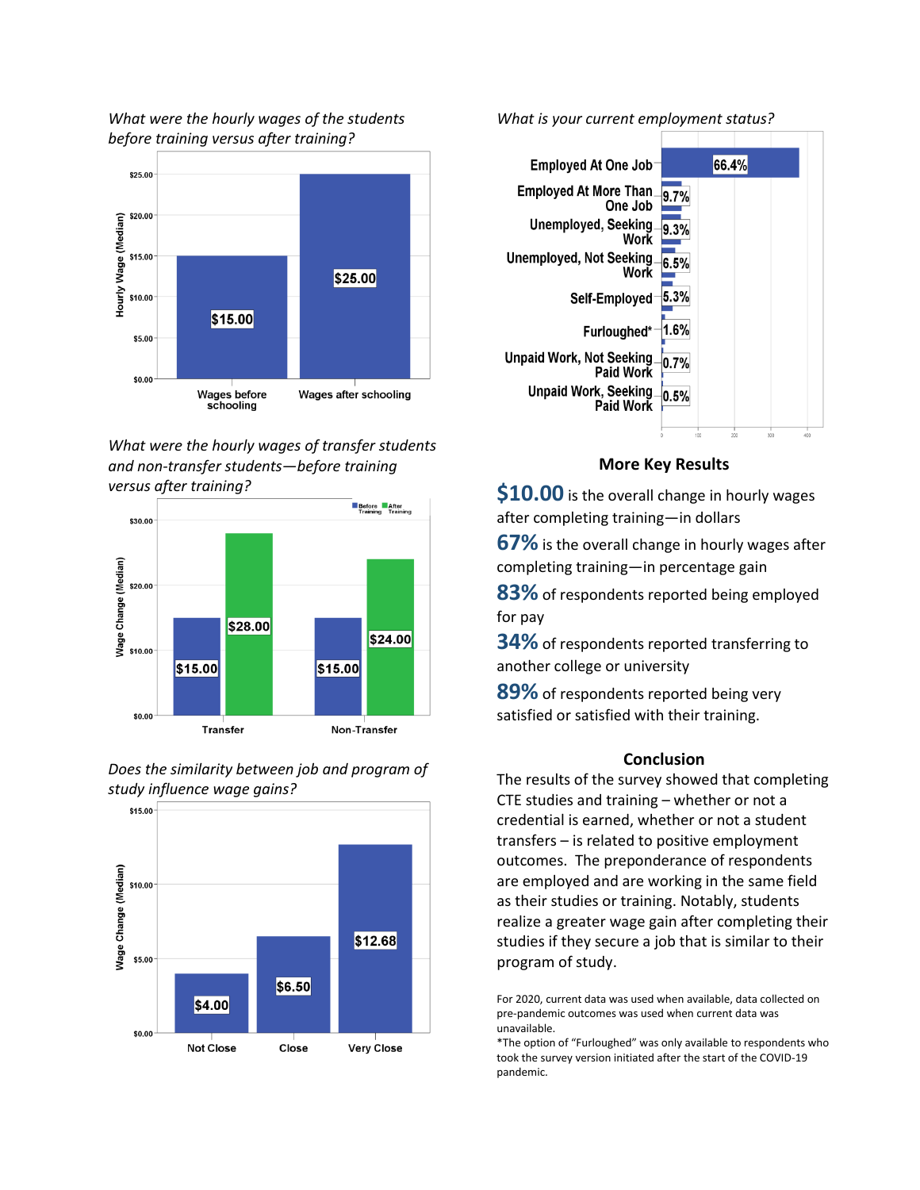*What were the hourly wages of the students before training versus after training?*

Hourly Wage (Median)

$25.00
$20.00
$15.00
$10.00
$5.00
$0.00

$15.00
$25.00

Wages before schooling
Wages after schooling

*What were the hourly wages of transfer students and non-transfer students—before training versus after training?*

Before Training
After Training

Wage Change (Median)

$30.00
$20.00
$10.00
$0.00

$15.00
$28.00
$15.00
$24.00

Transfer
Non-Transfer

*Does the similarity between job and program of study influence wage gains?*

Wage Change (Median)

$15.00
$10.00
$5.00
$0.00

$4.00
$6.50
$12.68

Not Close
Close
Very Close

*What is your current employment status?*

Employed At One Job
66.4%

Employed At More Than One Job
9.7%

Unemployed, Seeking Work
9.3%

Unemployed, Not Seeking Work
6.5%

Self-Employed
5.3%

Furloughed*
1.6%

Unpaid Work, Not Seeking Paid Work
0.7%

Unpaid Work, Seeking Paid Work
0.5%

0
100
200
300
400

## More Key Results

**$10.00** is the overall change in hourly wages after completing training—in dollars

**67%** is the overall change in hourly wages after completing training—in percentage gain

**83%** of respondents reported being employed for pay

**34%** of respondents reported transferring to another college or university

**89%** of respondents reported being very satisfied or satisfied with their training.

## Conclusion

The results of the survey showed that completing CTE studies and training – whether or not a credential is earned, whether or not a student transfers – is related to positive employment outcomes. The preponderance of respondents are employed and are working in the same field as their studies or training. Notably, students realize a greater wage gain after completing their studies if they secure a job that is similar to their program of study.

For 2020, current data was used when available, data collected on pre-pandemic outcomes was used when current data was unavailable.
*The option of "Furloughed" was only available to respondents who took the survey version initiated after the start of the COVID-19 pandemic.